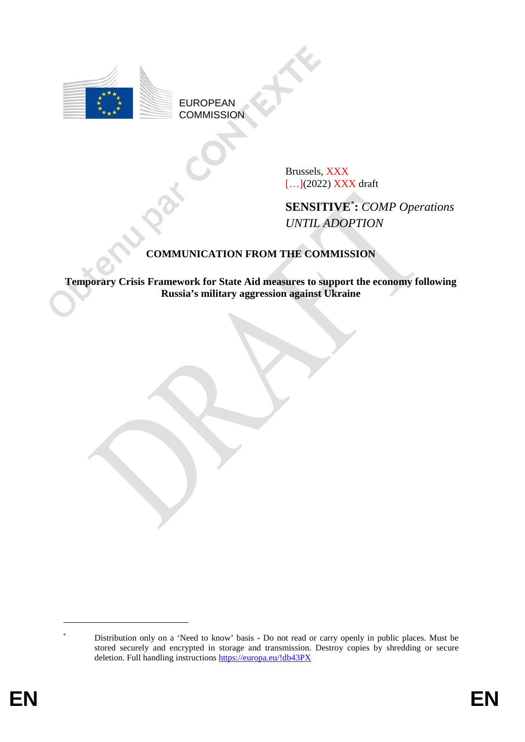EUROPEAN
COMMISSION

Brussels, XXX
[…](2022) XXX draft

**SENSITIVE**[*]**:** *COMP Operations*
*UNTIL ADOPTION*

**COMMUNICATION FROM THE COMMISSION**

**Temporary Crisis Framework for State Aid measures to support the economy following Russia's military aggression against Ukraine**

---

[*] Distribution only on a 'Need to know' basis - Do not read or carry openly in public places. Must be stored securely and encrypted in storage and transmission. Destroy copies by shredding or secure deletion. Full handling instructions https://europa.eu/!db43PX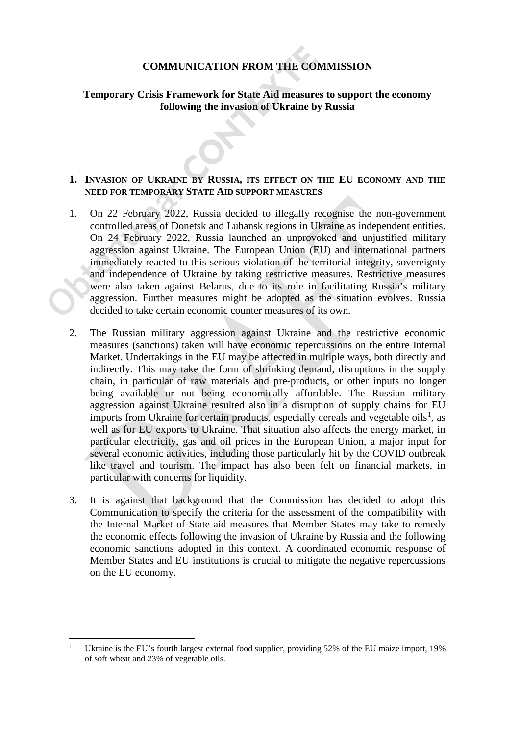**COMMUNICATION FROM THE COMMISSION**

**Temporary Crisis Framework for State Aid measures to support the economy following the invasion of Ukraine by Russia**

## 1. INVASION OF UKRAINE BY RUSSIA, ITS EFFECT ON THE EU ECONOMY AND THE NEED FOR TEMPORARY STATE AID SUPPORT MEASURES

1. On 22 February 2022, Russia decided to illegally recognise the non-government controlled areas of Donetsk and Luhansk regions in Ukraine as independent entities. On 24 February 2022, Russia launched an unprovoked and unjustified military aggression against Ukraine. The European Union (EU) and international partners immediately reacted to this serious violation of the territorial integrity, sovereignty and independence of Ukraine by taking restrictive measures. Restrictive measures were also taken against Belarus, due to its role in facilitating Russia's military aggression. Further measures might be adopted as the situation evolves. Russia decided to take certain economic counter measures of its own.

2. The Russian military aggression against Ukraine and the restrictive economic measures (sanctions) taken will have economic repercussions on the entire Internal Market. Undertakings in the EU may be affected in multiple ways, both directly and indirectly. This may take the form of shrinking demand, disruptions in the supply chain, in particular of raw materials and pre-products, or other inputs no longer being available or not being economically affordable. The Russian military aggression against Ukraine resulted also in a disruption of supply chains for EU imports from Ukraine for certain products, especially cereals and vegetable oils[1], as well as for EU exports to Ukraine. That situation also affects the energy market, in particular electricity, gas and oil prices in the European Union, a major input for several economic activities, including those particularly hit by the COVID outbreak like travel and tourism. The impact has also been felt on financial markets, in particular with concerns for liquidity.

3. It is against that background that the Commission has decided to adopt this Communication to specify the criteria for the assessment of the compatibility with the Internal Market of State aid measures that Member States may take to remedy the economic effects following the invasion of Ukraine by Russia and the following economic sanctions adopted in this context. A coordinated economic response of Member States and EU institutions is crucial to mitigate the negative repercussions on the EU economy.

---

[1] Ukraine is the EU's fourth largest external food supplier, providing 52% of the EU maize import, 19% of soft wheat and 23% of vegetable oils.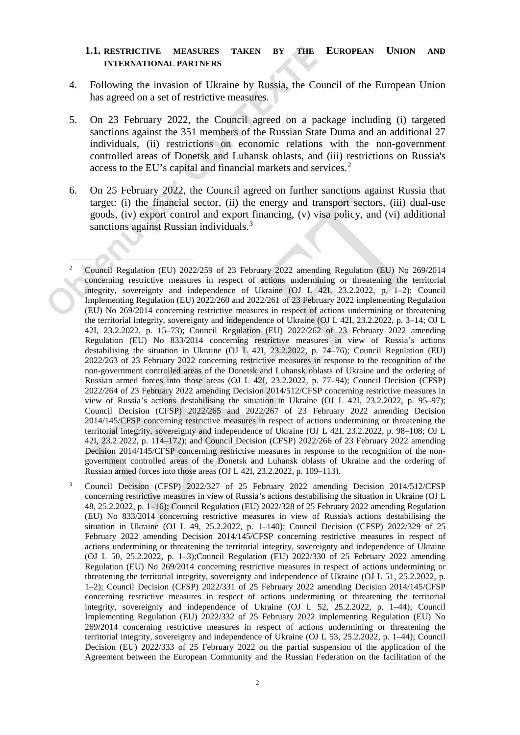### 1.1. Restrictive measures taken by the European Union and international partners

4. Following the invasion of Ukraine by Russia, the Council of the European Union has agreed on a set of restrictive measures.

5. On 23 February 2022, the Council agreed on a package including (i) targeted sanctions against the 351 members of the Russian State Duma and an additional 27 individuals, (ii) restrictions on economic relations with the non-government controlled areas of Donetsk and Luhansk oblasts, and (iii) restrictions on Russia's access to the EU's capital and financial markets and services.[2]

6. On 25 February 2022, the Council agreed on further sanctions against Russia that target: (i) the financial sector, (ii) the energy and transport sectors, (iii) dual-use goods, (iv) export control and export financing, (v) visa policy, and (vi) additional sanctions against Russian individuals.[3]

---

[2] Council Regulation (EU) 2022/259 of 23 February 2022 amending Regulation (EU) No 269/2014 concerning restrictive measures in respect of actions undermining or threatening the territorial integrity, sovereignty and independence of Ukraine (OJ L 42I, 23.2.2022, p. 1–2); Council Implementing Regulation (EU) 2022/260 and 2022/261 of 23 February 2022 implementing Regulation (EU) No 269/2014 concerning restrictive measures in respect of actions undermining or threatening the territorial integrity, sovereignty and independence of Ukraine (OJ L 42I, 23.2.2022, p. 3–14; OJ L 42I, 23.2.2022, p. 15–73); Council Regulation (EU) 2022/262 of 23 February 2022 amending Regulation (EU) No 833/2014 concerning restrictive measures in view of Russia's actions destabilising the situation in Ukraine (OJ L 42I, 23.2.2022, p. 74–76); Council Regulation (EU) 2022/263 of 23 February 2022 concerning restrictive measures in response to the recognition of the non-government controlled areas of the Donetsk and Luhansk oblasts of Ukraine and the ordering of Russian armed forces into those areas (OJ L 42I, 23.2.2022, p. 77–94); Council Decision (CFSP) 2022/264 of 23 February 2022 amending Decision 2014/512/CFSP concerning restrictive measures in view of Russia's actions destabilising the situation in Ukraine (OJ L 42I, 23.2.2022, p. 95–97); Council Decision (CFSP) 2022/265 and 2022/267 of 23 February 2022 amending Decision 2014/145/CFSP concerning restrictive measures in respect of actions undermining or threatening the territorial integrity, sovereignty and independence of Ukraine (OJ L 42I, 23.2.2022, p. 98–108; OJ L 42I, 23.2.2022, p. 114–172); and Council Decision (CFSP) 2022/266 of 23 February 2022 amending Decision 2014/145/CFSP concerning restrictive measures in response to the recognition of the non-government controlled areas of the Donetsk and Luhansk oblasts of Ukraine and the ordering of Russian armed forces into those areas (OJ L 42I, 23.2.2022, p. 109–113).

[3] Council Decision (CFSP) 2022/327 of 25 February 2022 amending Decision 2014/512/CFSP concerning restrictive measures in view of Russia's actions destabilising the situation in Ukraine (OJ L 48, 25.2.2022, p. 1–16); Council Regulation (EU) 2022/328 of 25 February 2022 amending Regulation (EU) No 833/2014 concerning restrictive measures in view of Russia's actions destabilising the situation in Ukraine (OJ L 49, 25.2.2022, p. 1–140); Council Decision (CFSP) 2022/329 of 25 February 2022 amending Decision 2014/145/CFSP concerning restrictive measures in respect of actions undermining or threatening the territorial integrity, sovereignty and independence of Ukraine (OJ L 50, 25.2.2022, p. 1–3);Council Regulation (EU) 2022/330 of 25 February 2022 amending Regulation (EU) No 269/2014 concerning restrictive measures in respect of actions undermining or threatening the territorial integrity, sovereignty and independence of Ukraine (OJ L 51, 25.2.2022, p. 1–2); Council Decision (CFSP) 2022/331 of 25 February 2022 amending Decision 2014/145/CFSP concerning restrictive measures in respect of actions undermining or threatening the territorial integrity, sovereignty and independence of Ukraine (OJ L 52, 25.2.2022, p. 1–44); Council Implementing Regulation (EU) 2022/332 of 25 February 2022 implementing Regulation (EU) No 269/2014 concerning restrictive measures in respect of actions undermining or threatening the territorial integrity, sovereignty and independence of Ukraine (OJ L 53, 25.2.2022, p. 1–44); Council Decision (EU) 2022/333 of 25 February 2022 on the partial suspension of the application of the Agreement between the European Community and the Russian Federation on the facilitation of the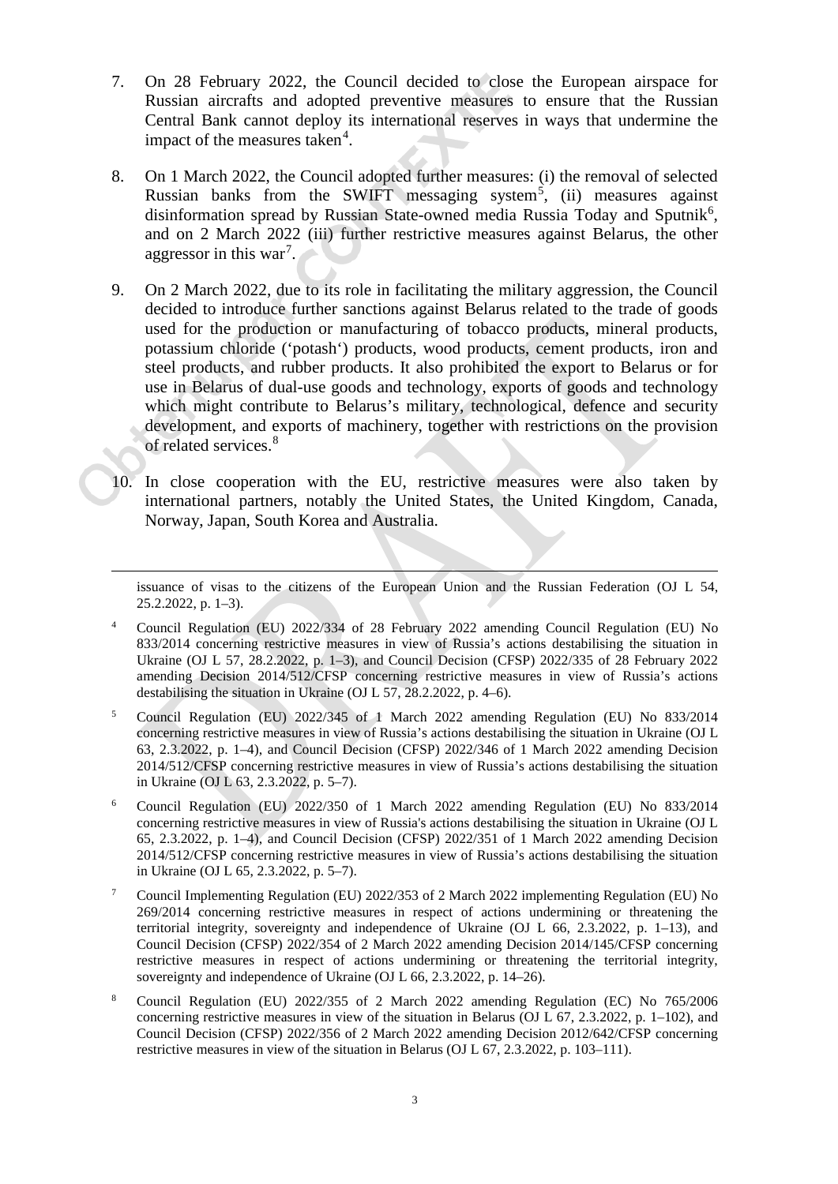7. On 28 February 2022, the Council decided to close the European airspace for Russian aircrafts and adopted preventive measures to ensure that the Russian Central Bank cannot deploy its international reserves in ways that undermine the impact of the measures taken[4].

8. On 1 March 2022, the Council adopted further measures: (i) the removal of selected Russian banks from the SWIFT messaging system[5], (ii) measures against disinformation spread by Russian State-owned media Russia Today and Sputnik[6], and on 2 March 2022 (iii) further restrictive measures against Belarus, the other aggressor in this war[7].

9. On 2 March 2022, due to its role in facilitating the military aggression, the Council decided to introduce further sanctions against Belarus related to the trade of goods used for the production or manufacturing of tobacco products, mineral products, potassium chloride ('potash') products, wood products, cement products, iron and steel products, and rubber products. It also prohibited the export to Belarus or for use in Belarus of dual-use goods and technology, exports of goods and technology which might contribute to Belarus's military, technological, defence and security development, and exports of machinery, together with restrictions on the provision of related services.[8]

10. In close cooperation with the EU, restrictive measures were also taken by international partners, notably the United States, the United Kingdom, Canada, Norway, Japan, South Korea and Australia.

---

issuance of visas to the citizens of the European Union and the Russian Federation (OJ L 54, 25.2.2022, p. 1–3).

[4] Council Regulation (EU) 2022/334 of 28 February 2022 amending Council Regulation (EU) No 833/2014 concerning restrictive measures in view of Russia's actions destabilising the situation in Ukraine (OJ L 57, 28.2.2022, p. 1–3), and Council Decision (CFSP) 2022/335 of 28 February 2022 amending Decision 2014/512/CFSP concerning restrictive measures in view of Russia's actions destabilising the situation in Ukraine (OJ L 57, 28.2.2022, p. 4–6).

[5] Council Regulation (EU) 2022/345 of 1 March 2022 amending Regulation (EU) No 833/2014 concerning restrictive measures in view of Russia's actions destabilising the situation in Ukraine (OJ L 63, 2.3.2022, p. 1–4), and Council Decision (CFSP) 2022/346 of 1 March 2022 amending Decision 2014/512/CFSP concerning restrictive measures in view of Russia's actions destabilising the situation in Ukraine (OJ L 63, 2.3.2022, p. 5–7).

[6] Council Regulation (EU) 2022/350 of 1 March 2022 amending Regulation (EU) No 833/2014 concerning restrictive measures in view of Russia's actions destabilising the situation in Ukraine (OJ L 65, 2.3.2022, p. 1–4), and Council Decision (CFSP) 2022/351 of 1 March 2022 amending Decision 2014/512/CFSP concerning restrictive measures in view of Russia's actions destabilising the situation in Ukraine (OJ L 65, 2.3.2022, p. 5–7).

[7] Council Implementing Regulation (EU) 2022/353 of 2 March 2022 implementing Regulation (EU) No 269/2014 concerning restrictive measures in respect of actions undermining or threatening the territorial integrity, sovereignty and independence of Ukraine (OJ L 66, 2.3.2022, p. 1–13), and Council Decision (CFSP) 2022/354 of 2 March 2022 amending Decision 2014/145/CFSP concerning restrictive measures in respect of actions undermining or threatening the territorial integrity, sovereignty and independence of Ukraine (OJ L 66, 2.3.2022, p. 14–26).

[8] Council Regulation (EU) 2022/355 of 2 March 2022 amending Regulation (EC) No 765/2006 concerning restrictive measures in view of the situation in Belarus (OJ L 67, 2.3.2022, p. 1–102), and Council Decision (CFSP) 2022/356 of 2 March 2022 amending Decision 2012/642/CFSP concerning restrictive measures in view of the situation in Belarus (OJ L 67, 2.3.2022, p. 103–111).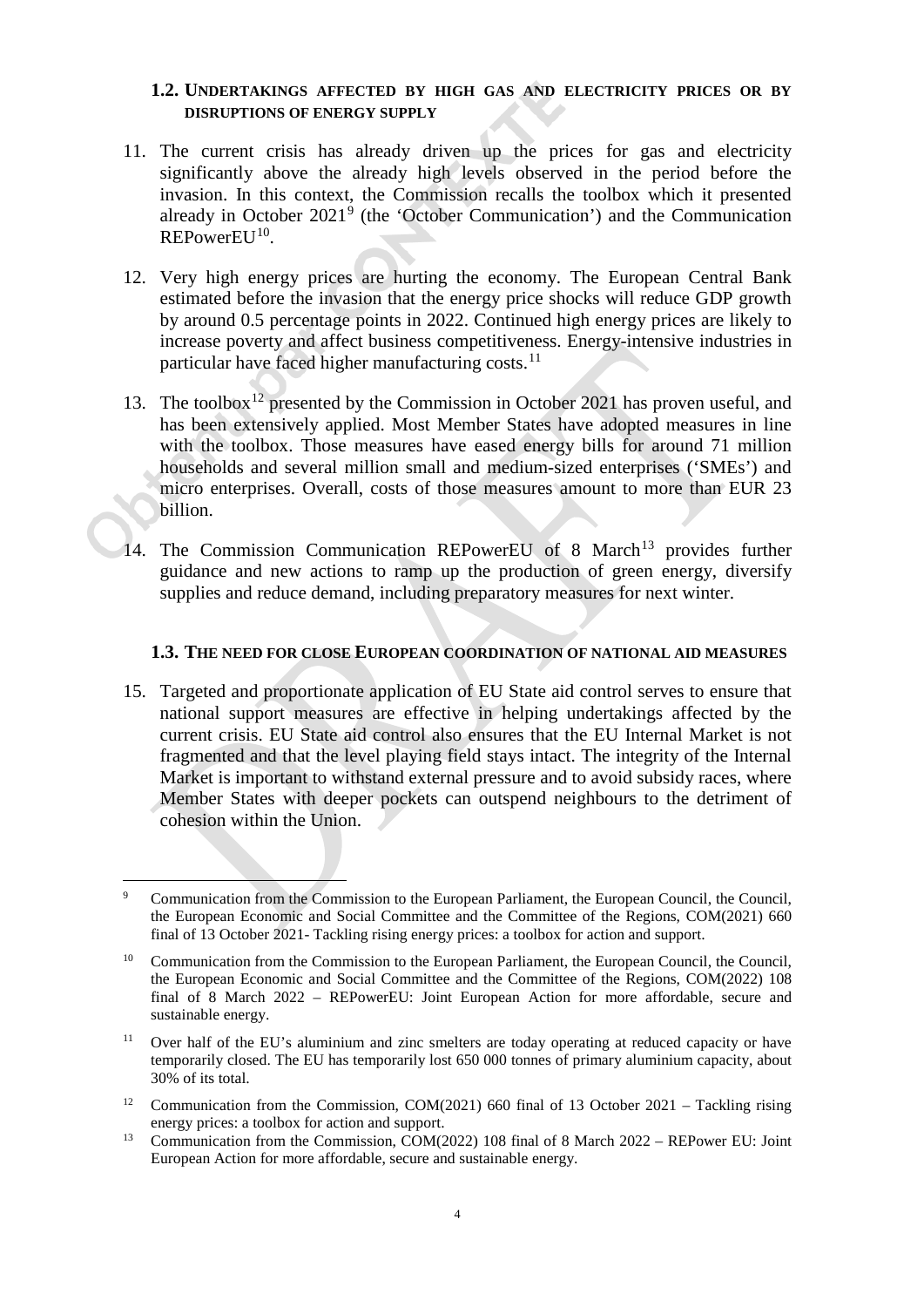### 1.2. UNDERTAKINGS AFFECTED BY HIGH GAS AND ELECTRICITY PRICES OR BY DISRUPTIONS OF ENERGY SUPPLY

11. The current crisis has already driven up the prices for gas and electricity significantly above the already high levels observed in the period before the invasion. In this context, the Commission recalls the toolbox which it presented already in October 2021[9] (the 'October Communication') and the Communication REPowerEU[10].

12. Very high energy prices are hurting the economy. The European Central Bank estimated before the invasion that the energy price shocks will reduce GDP growth by around 0.5 percentage points in 2022. Continued high energy prices are likely to increase poverty and affect business competitiveness. Energy-intensive industries in particular have faced higher manufacturing costs.[11]

13. The toolbox[12] presented by the Commission in October 2021 has proven useful, and has been extensively applied. Most Member States have adopted measures in line with the toolbox. Those measures have eased energy bills for around 71 million households and several million small and medium-sized enterprises ('SMEs') and micro enterprises. Overall, costs of those measures amount to more than EUR 23 billion.

14. The Commission Communication REPowerEU of 8 March[13] provides further guidance and new actions to ramp up the production of green energy, diversify supplies and reduce demand, including preparatory measures for next winter.

### 1.3. THE NEED FOR CLOSE EUROPEAN COORDINATION OF NATIONAL AID MEASURES

15. Targeted and proportionate application of EU State aid control serves to ensure that national support measures are effective in helping undertakings affected by the current crisis. EU State aid control also ensures that the EU Internal Market is not fragmented and that the level playing field stays intact. The integrity of the Internal Market is important to withstand external pressure and to avoid subsidy races, where Member States with deeper pockets can outspend neighbours to the detriment of cohesion within the Union.

---

[9] Communication from the Commission to the European Parliament, the European Council, the Council, the European Economic and Social Committee and the Committee of the Regions, COM(2021) 660 final of 13 October 2021- Tackling rising energy prices: a toolbox for action and support.

[10] Communication from the Commission to the European Parliament, the European Council, the Council, the European Economic and Social Committee and the Committee of the Regions, COM(2022) 108 final of 8 March 2022 – REPowerEU: Joint European Action for more affordable, secure and sustainable energy.

[11] Over half of the EU's aluminium and zinc smelters are today operating at reduced capacity or have temporarily closed. The EU has temporarily lost 650 000 tonnes of primary aluminium capacity, about 30% of its total.

[12] Communication from the Commission, COM(2021) 660 final of 13 October 2021 – Tackling rising energy prices: a toolbox for action and support.

[13] Communication from the Commission, COM(2022) 108 final of 8 March 2022 – REPower EU: Joint European Action for more affordable, secure and sustainable energy.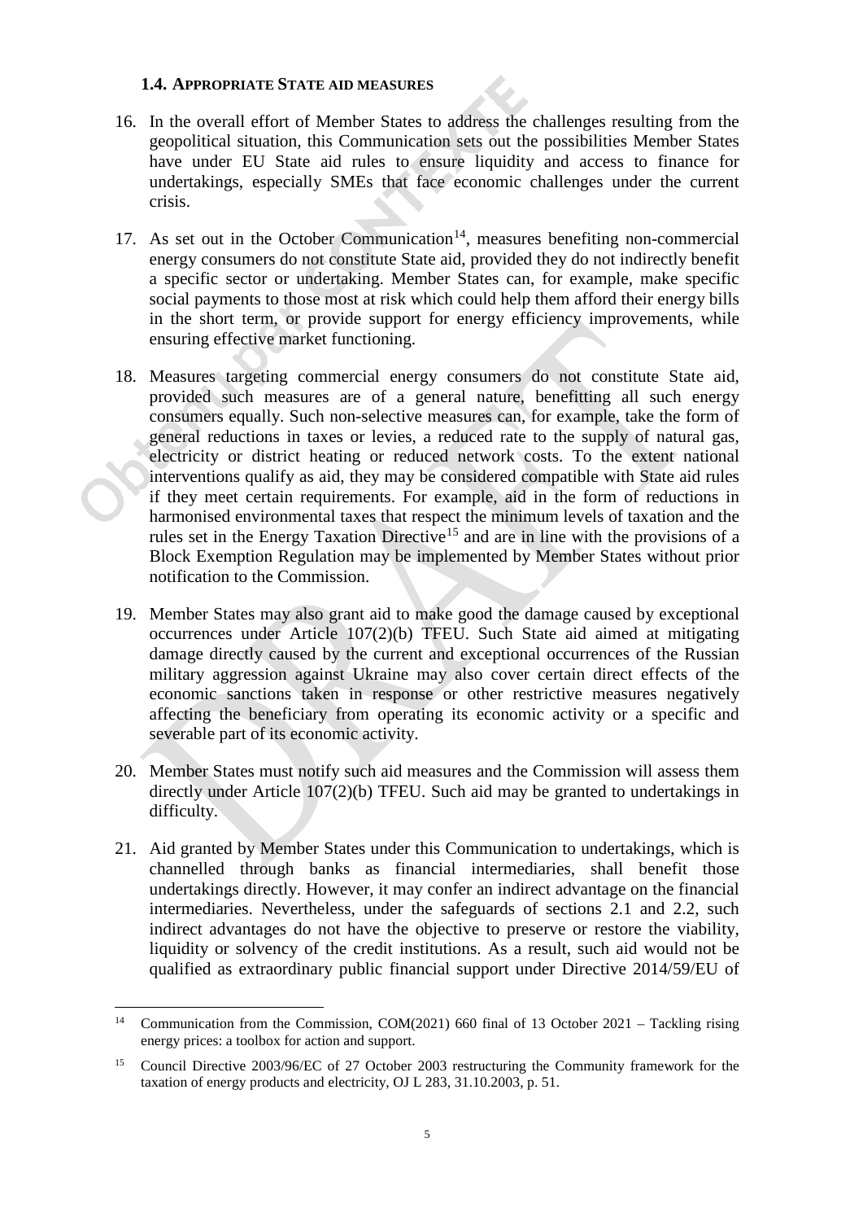### 1.4. APPROPRIATE STATE AID MEASURES

16. In the overall effort of Member States to address the challenges resulting from the geopolitical situation, this Communication sets out the possibilities Member States have under EU State aid rules to ensure liquidity and access to finance for undertakings, especially SMEs that face economic challenges under the current crisis.

17. As set out in the October Communication[14], measures benefiting non-commercial energy consumers do not constitute State aid, provided they do not indirectly benefit a specific sector or undertaking. Member States can, for example, make specific social payments to those most at risk which could help them afford their energy bills in the short term, or provide support for energy efficiency improvements, while ensuring effective market functioning.

18. Measures targeting commercial energy consumers do not constitute State aid, provided such measures are of a general nature, benefitting all such energy consumers equally. Such non-selective measures can, for example, take the form of general reductions in taxes or levies, a reduced rate to the supply of natural gas, electricity or district heating or reduced network costs. To the extent national interventions qualify as aid, they may be considered compatible with State aid rules if they meet certain requirements. For example, aid in the form of reductions in harmonised environmental taxes that respect the minimum levels of taxation and the rules set in the Energy Taxation Directive[15] and are in line with the provisions of a Block Exemption Regulation may be implemented by Member States without prior notification to the Commission.

19. Member States may also grant aid to make good the damage caused by exceptional occurrences under Article 107(2)(b) TFEU. Such State aid aimed at mitigating damage directly caused by the current and exceptional occurrences of the Russian military aggression against Ukraine may also cover certain direct effects of the economic sanctions taken in response or other restrictive measures negatively affecting the beneficiary from operating its economic activity or a specific and severable part of its economic activity.

20. Member States must notify such aid measures and the Commission will assess them directly under Article 107(2)(b) TFEU. Such aid may be granted to undertakings in difficulty.

21. Aid granted by Member States under this Communication to undertakings, which is channelled through banks as financial intermediaries, shall benefit those undertakings directly. However, it may confer an indirect advantage on the financial intermediaries. Nevertheless, under the safeguards of sections 2.1 and 2.2, such indirect advantages do not have the objective to preserve or restore the viability, liquidity or solvency of the credit institutions. As a result, such aid would not be qualified as extraordinary public financial support under Directive 2014/59/EU of

---

[14] Communication from the Commission, COM(2021) 660 final of 13 October 2021 – Tackling rising energy prices: a toolbox for action and support.

[15] Council Directive 2003/96/EC of 27 October 2003 restructuring the Community framework for the taxation of energy products and electricity, OJ L 283, 31.10.2003, p. 51.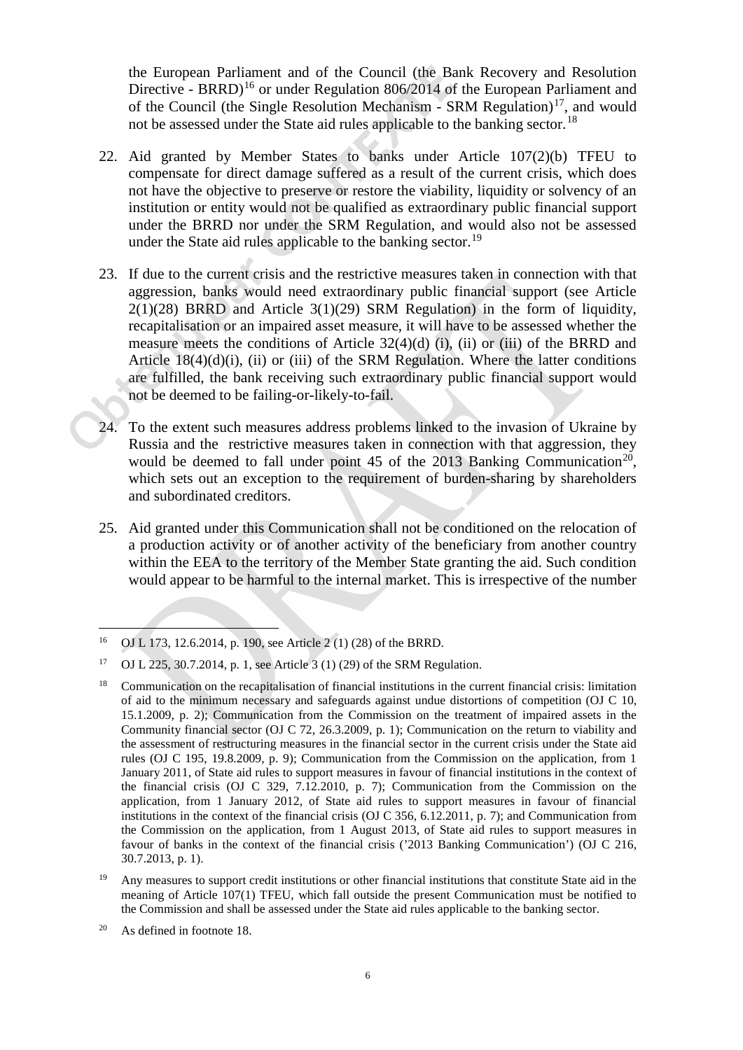the European Parliament and of the Council (the Bank Recovery and Resolution Directive - BRRD)[16] or under Regulation 806/2014 of the European Parliament and of the Council (the Single Resolution Mechanism - SRM Regulation)[17], and would not be assessed under the State aid rules applicable to the banking sector.[18]

22. Aid granted by Member States to banks under Article 107(2)(b) TFEU to compensate for direct damage suffered as a result of the current crisis, which does not have the objective to preserve or restore the viability, liquidity or solvency of an institution or entity would not be qualified as extraordinary public financial support under the BRRD nor under the SRM Regulation, and would also not be assessed under the State aid rules applicable to the banking sector.[19]

23. If due to the current crisis and the restrictive measures taken in connection with that aggression, banks would need extraordinary public financial support (see Article 2(1)(28) BRRD and Article 3(1)(29) SRM Regulation) in the form of liquidity, recapitalisation or an impaired asset measure, it will have to be assessed whether the measure meets the conditions of Article 32(4)(d) (i), (ii) or (iii) of the BRRD and Article 18(4)(d)(i), (ii) or (iii) of the SRM Regulation. Where the latter conditions are fulfilled, the bank receiving such extraordinary public financial support would not be deemed to be failing-or-likely-to-fail.

24. To the extent such measures address problems linked to the invasion of Ukraine by Russia and the restrictive measures taken in connection with that aggression, they would be deemed to fall under point 45 of the 2013 Banking Communication[20], which sets out an exception to the requirement of burden-sharing by shareholders and subordinated creditors.

25. Aid granted under this Communication shall not be conditioned on the relocation of a production activity or of another activity of the beneficiary from another country within the EEA to the territory of the Member State granting the aid. Such condition would appear to be harmful to the internal market. This is irrespective of the number

---

[16] OJ L 173, 12.6.2014, p. 190, see Article 2 (1) (28) of the BRRD.

[17] OJ L 225, 30.7.2014, p. 1, see Article 3 (1) (29) of the SRM Regulation.

[18] Communication on the recapitalisation of financial institutions in the current financial crisis: limitation of aid to the minimum necessary and safeguards against undue distortions of competition (OJ C 10, 15.1.2009, p. 2); Communication from the Commission on the treatment of impaired assets in the Community financial sector (OJ C 72, 26.3.2009, p. 1); Communication on the return to viability and the assessment of restructuring measures in the financial sector in the current crisis under the State aid rules (OJ C 195, 19.8.2009, p. 9); Communication from the Commission on the application, from 1 January 2011, of State aid rules to support measures in favour of financial institutions in the context of the financial crisis (OJ C 329, 7.12.2010, p. 7); Communication from the Commission on the application, from 1 January 2012, of State aid rules to support measures in favour of financial institutions in the context of the financial crisis (OJ C 356, 6.12.2011, p. 7); and Communication from the Commission on the application, from 1 August 2013, of State aid rules to support measures in favour of banks in the context of the financial crisis ('2013 Banking Communication') (OJ C 216, 30.7.2013, p. 1).

[19] Any measures to support credit institutions or other financial institutions that constitute State aid in the meaning of Article 107(1) TFEU, which fall outside the present Communication must be notified to the Commission and shall be assessed under the State aid rules applicable to the banking sector.

[20] As defined in footnote 18.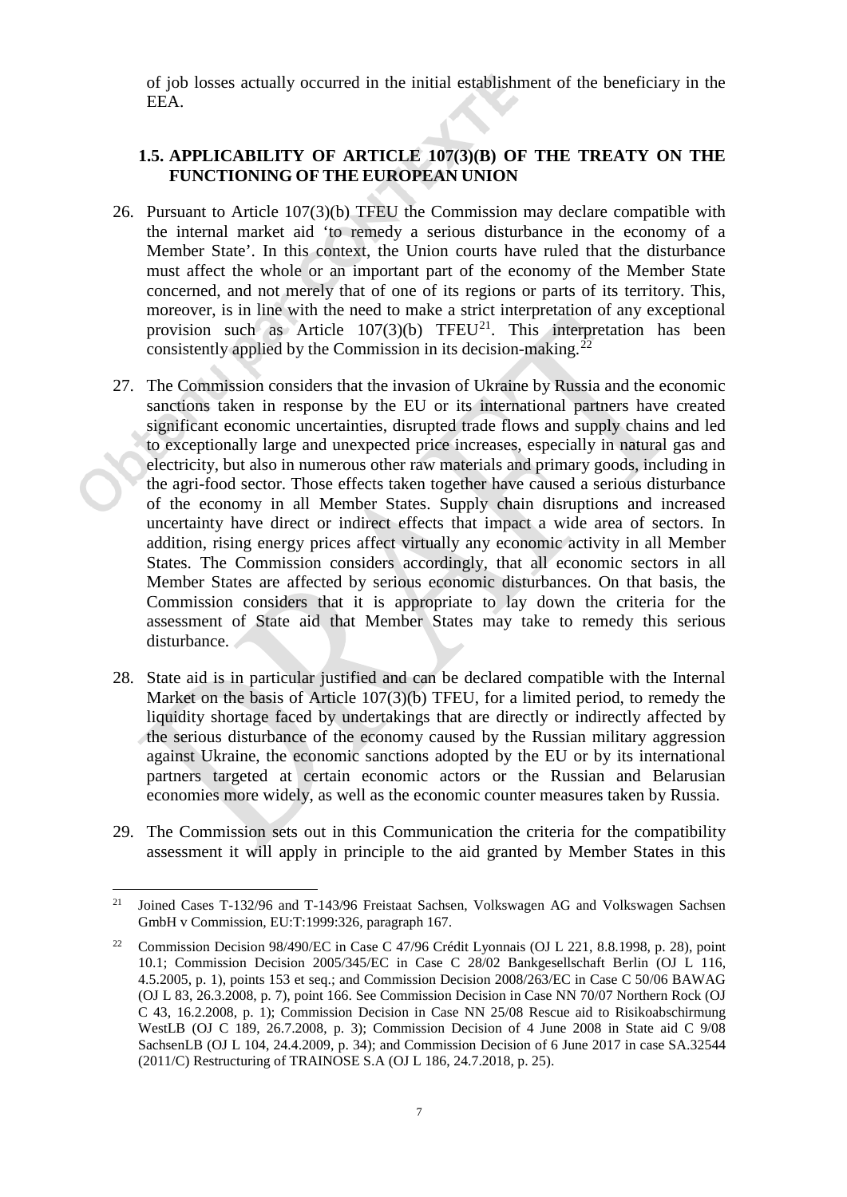of job losses actually occurred in the initial establishment of the beneficiary in the EEA.

## 1.5. APPLICABILITY OF ARTICLE 107(3)(B) OF THE TREATY ON THE FUNCTIONING OF THE EUROPEAN UNION

26. Pursuant to Article 107(3)(b) TFEU the Commission may declare compatible with the internal market aid 'to remedy a serious disturbance in the economy of a Member State'. In this context, the Union courts have ruled that the disturbance must affect the whole or an important part of the economy of the Member State concerned, and not merely that of one of its regions or parts of its territory. This, moreover, is in line with the need to make a strict interpretation of any exceptional provision such as Article 107(3)(b) TFEU[21]. This interpretation has been consistently applied by the Commission in its decision-making.[22]

27. The Commission considers that the invasion of Ukraine by Russia and the economic sanctions taken in response by the EU or its international partners have created significant economic uncertainties, disrupted trade flows and supply chains and led to exceptionally large and unexpected price increases, especially in natural gas and electricity, but also in numerous other raw materials and primary goods, including in the agri-food sector. Those effects taken together have caused a serious disturbance of the economy in all Member States. Supply chain disruptions and increased uncertainty have direct or indirect effects that impact a wide area of sectors. In addition, rising energy prices affect virtually any economic activity in all Member States. The Commission considers accordingly, that all economic sectors in all Member States are affected by serious economic disturbances. On that basis, the Commission considers that it is appropriate to lay down the criteria for the assessment of State aid that Member States may take to remedy this serious disturbance.

28. State aid is in particular justified and can be declared compatible with the Internal Market on the basis of Article 107(3)(b) TFEU, for a limited period, to remedy the liquidity shortage faced by undertakings that are directly or indirectly affected by the serious disturbance of the economy caused by the Russian military aggression against Ukraine, the economic sanctions adopted by the EU or by its international partners targeted at certain economic actors or the Russian and Belarusian economies more widely, as well as the economic counter measures taken by Russia.

29. The Commission sets out in this Communication the criteria for the compatibility assessment it will apply in principle to the aid granted by Member States in this

---

[21] Joined Cases T-132/96 and T-143/96 Freistaat Sachsen, Volkswagen AG and Volkswagen Sachsen GmbH v Commission, EU:T:1999:326, paragraph 167.

[22] Commission Decision 98/490/EC in Case C 47/96 Crédit Lyonnais (OJ L 221, 8.8.1998, p. 28), point 10.1; Commission Decision 2005/345/EC in Case C 28/02 Bankgesellschaft Berlin (OJ L 116, 4.5.2005, p. 1), points 153 et seq.; and Commission Decision 2008/263/EC in Case C 50/06 BAWAG (OJ L 83, 26.3.2008, p. 7), point 166. See Commission Decision in Case NN 70/07 Northern Rock (OJ C 43, 16.2.2008, p. 1); Commission Decision in Case NN 25/08 Rescue aid to Risikoabschirmung WestLB (OJ C 189, 26.7.2008, p. 3); Commission Decision of 4 June 2008 in State aid C 9/08 SachsenLB (OJ L 104, 24.4.2009, p. 34); and Commission Decision of 6 June 2017 in case SA.32544 (2011/C) Restructuring of TRAINOSE S.A (OJ L 186, 24.7.2018, p. 25).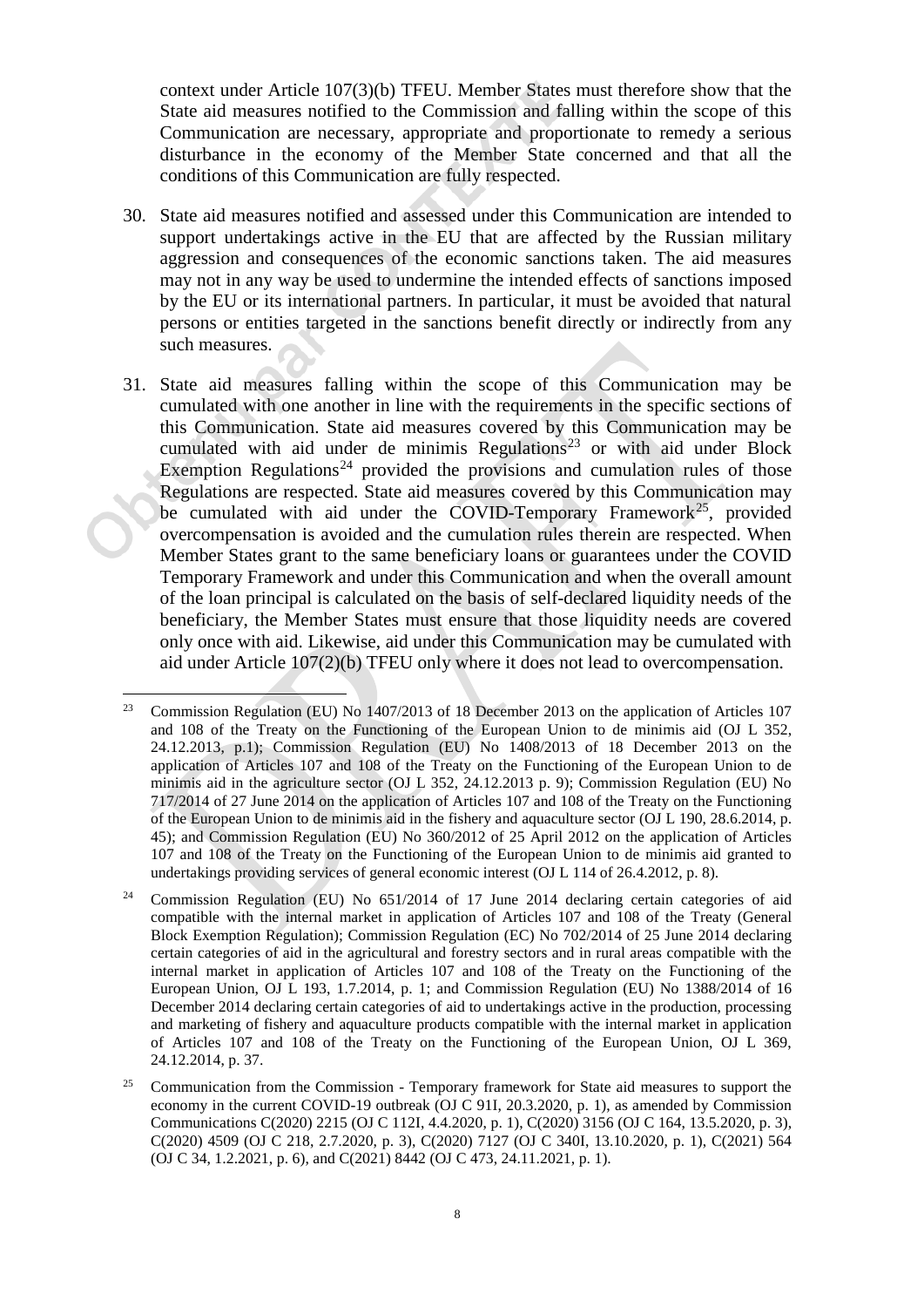context under Article 107(3)(b) TFEU. Member States must therefore show that the State aid measures notified to the Commission and falling within the scope of this Communication are necessary, appropriate and proportionate to remedy a serious disturbance in the economy of the Member State concerned and that all the conditions of this Communication are fully respected.

30. State aid measures notified and assessed under this Communication are intended to support undertakings active in the EU that are affected by the Russian military aggression and consequences of the economic sanctions taken. The aid measures may not in any way be used to undermine the intended effects of sanctions imposed by the EU or its international partners. In particular, it must be avoided that natural persons or entities targeted in the sanctions benefit directly or indirectly from any such measures.

31. State aid measures falling within the scope of this Communication may be cumulated with one another in line with the requirements in the specific sections of this Communication. State aid measures covered by this Communication may be cumulated with aid under de minimis Regulations[23] or with aid under Block Exemption Regulations[24] provided the provisions and cumulation rules of those Regulations are respected. State aid measures covered by this Communication may be cumulated with aid under the COVID-Temporary Framework[25], provided overcompensation is avoided and the cumulation rules therein are respected. When Member States grant to the same beneficiary loans or guarantees under the COVID Temporary Framework and under this Communication and when the overall amount of the loan principal is calculated on the basis of self-declared liquidity needs of the beneficiary, the Member States must ensure that those liquidity needs are covered only once with aid. Likewise, aid under this Communication may be cumulated with aid under Article 107(2)(b) TFEU only where it does not lead to overcompensation.

---

[23] Commission Regulation (EU) No 1407/2013 of 18 December 2013 on the application of Articles 107 and 108 of the Treaty on the Functioning of the European Union to de minimis aid (OJ L 352, 24.12.2013, p.1); Commission Regulation (EU) No 1408/2013 of 18 December 2013 on the application of Articles 107 and 108 of the Treaty on the Functioning of the European Union to de minimis aid in the agriculture sector (OJ L 352, 24.12.2013 p. 9); Commission Regulation (EU) No 717/2014 of 27 June 2014 on the application of Articles 107 and 108 of the Treaty on the Functioning of the European Union to de minimis aid in the fishery and aquaculture sector (OJ L 190, 28.6.2014, p. 45); and Commission Regulation (EU) No 360/2012 of 25 April 2012 on the application of Articles 107 and 108 of the Treaty on the Functioning of the European Union to de minimis aid granted to undertakings providing services of general economic interest (OJ L 114 of 26.4.2012, p. 8).

[24] Commission Regulation (EU) No 651/2014 of 17 June 2014 declaring certain categories of aid compatible with the internal market in application of Articles 107 and 108 of the Treaty (General Block Exemption Regulation); Commission Regulation (EC) No 702/2014 of 25 June 2014 declaring certain categories of aid in the agricultural and forestry sectors and in rural areas compatible with the internal market in application of Articles 107 and 108 of the Treaty on the Functioning of the European Union, OJ L 193, 1.7.2014, p. 1; and Commission Regulation (EU) No 1388/2014 of 16 December 2014 declaring certain categories of aid to undertakings active in the production, processing and marketing of fishery and aquaculture products compatible with the internal market in application of Articles 107 and 108 of the Treaty on the Functioning of the European Union, OJ L 369, 24.12.2014, p. 37.

[25] Communication from the Commission - Temporary framework for State aid measures to support the economy in the current COVID-19 outbreak (OJ C 91I, 20.3.2020, p. 1), as amended by Commission Communications C(2020) 2215 (OJ C 112I, 4.4.2020, p. 1), C(2020) 3156 (OJ C 164, 13.5.2020, p. 3), C(2020) 4509 (OJ C 218, 2.7.2020, p. 3), C(2020) 7127 (OJ C 340I, 13.10.2020, p. 1), C(2021) 564 (OJ C 34, 1.2.2021, p. 6), and C(2021) 8442 (OJ C 473, 24.11.2021, p. 1).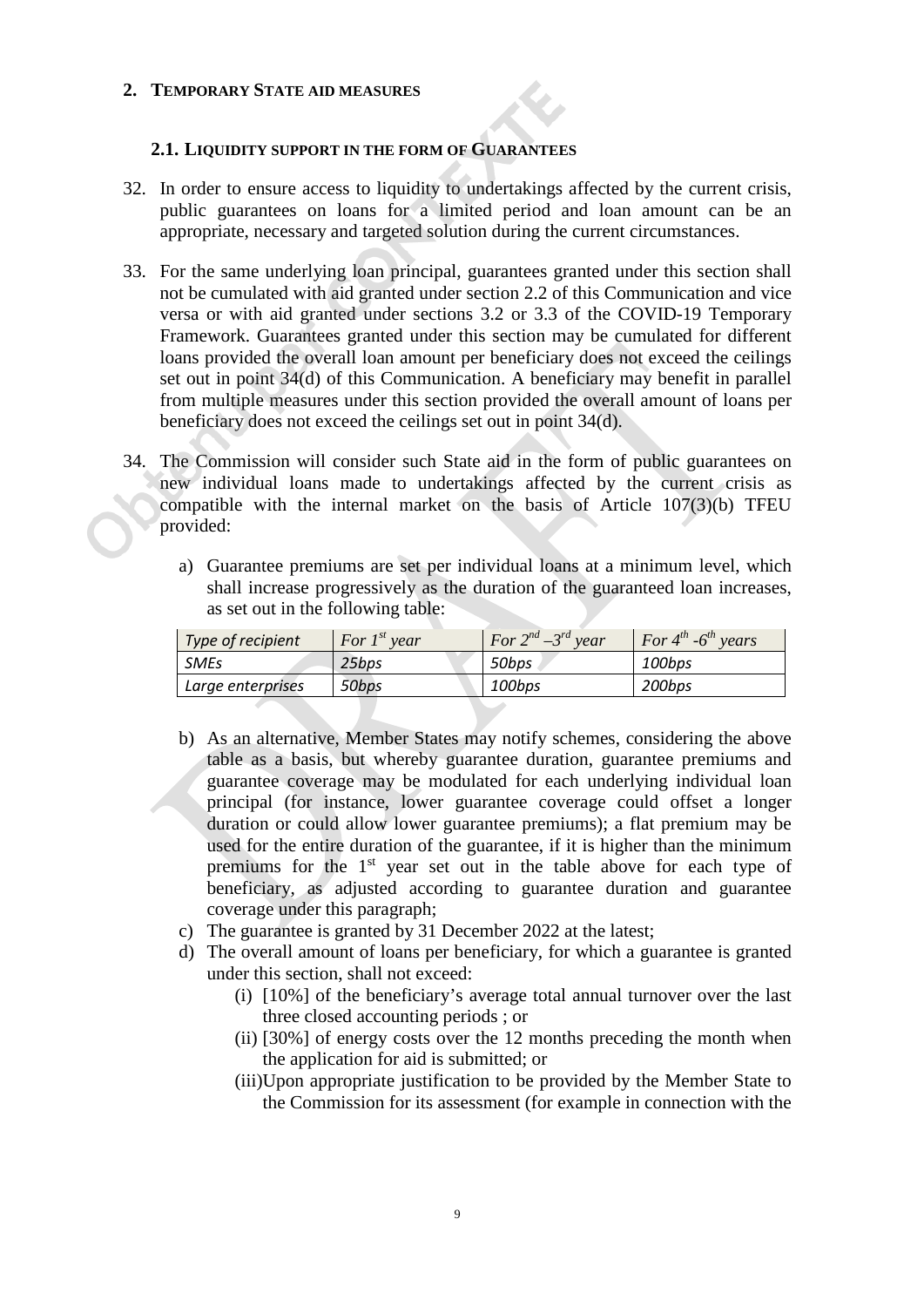## 2. Temporary State aid measures

### 2.1. Liquidity support in the form of guarantees

32. In order to ensure access to liquidity to undertakings affected by the current crisis, public guarantees on loans for a limited period and loan amount can be an appropriate, necessary and targeted solution during the current circumstances.

33. For the same underlying loan principal, guarantees granted under this section shall not be cumulated with aid granted under section 2.2 of this Communication and vice versa or with aid granted under sections 3.2 or 3.3 of the COVID-19 Temporary Framework. Guarantees granted under this section may be cumulated for different loans provided the overall loan amount per beneficiary does not exceed the ceilings set out in point 34(d) of this Communication. A beneficiary may benefit in parallel from multiple measures under this section provided the overall amount of loans per beneficiary does not exceed the ceilings set out in point 34(d).

34. The Commission will consider such State aid in the form of public guarantees on new individual loans made to undertakings affected by the current crisis as compatible with the internal market on the basis of Article 107(3)(b) TFEU provided:

   a) Guarantee premiums are set per individual loans at a minimum level, which shall increase progressively as the duration of the guaranteed loan increases, as set out in the following table:

| *Type of recipient* | *For 1st year* | *For 2nd –3rd year* | *For 4th -6th years* |
|---|---|---|---|
| *SMEs* | *25bps* | *50bps* | *100bps* |
| *Large enterprises* | *50bps* | *100bps* | *200bps* |

   b) As an alternative, Member States may notify schemes, considering the above table as a basis, but whereby guarantee duration, guarantee premiums and guarantee coverage may be modulated for each underlying individual loan principal (for instance, lower guarantee coverage could offset a longer duration or could allow lower guarantee premiums); a flat premium may be used for the entire duration of the guarantee, if it is higher than the minimum premiums for the 1st year set out in the table above for each type of beneficiary, as adjusted according to guarantee duration and guarantee coverage under this paragraph;

   c) The guarantee is granted by 31 December 2022 at the latest;

   d) The overall amount of loans per beneficiary, for which a guarantee is granted under this section, shall not exceed:

      (i) [10%] of the beneficiary's average total annual turnover over the last three closed accounting periods ; or

      (ii) [30%] of energy costs over the 12 months preceding the month when the application for aid is submitted; or

      (iii) Upon appropriate justification to be provided by the Member State to the Commission for its assessment (for example in connection with the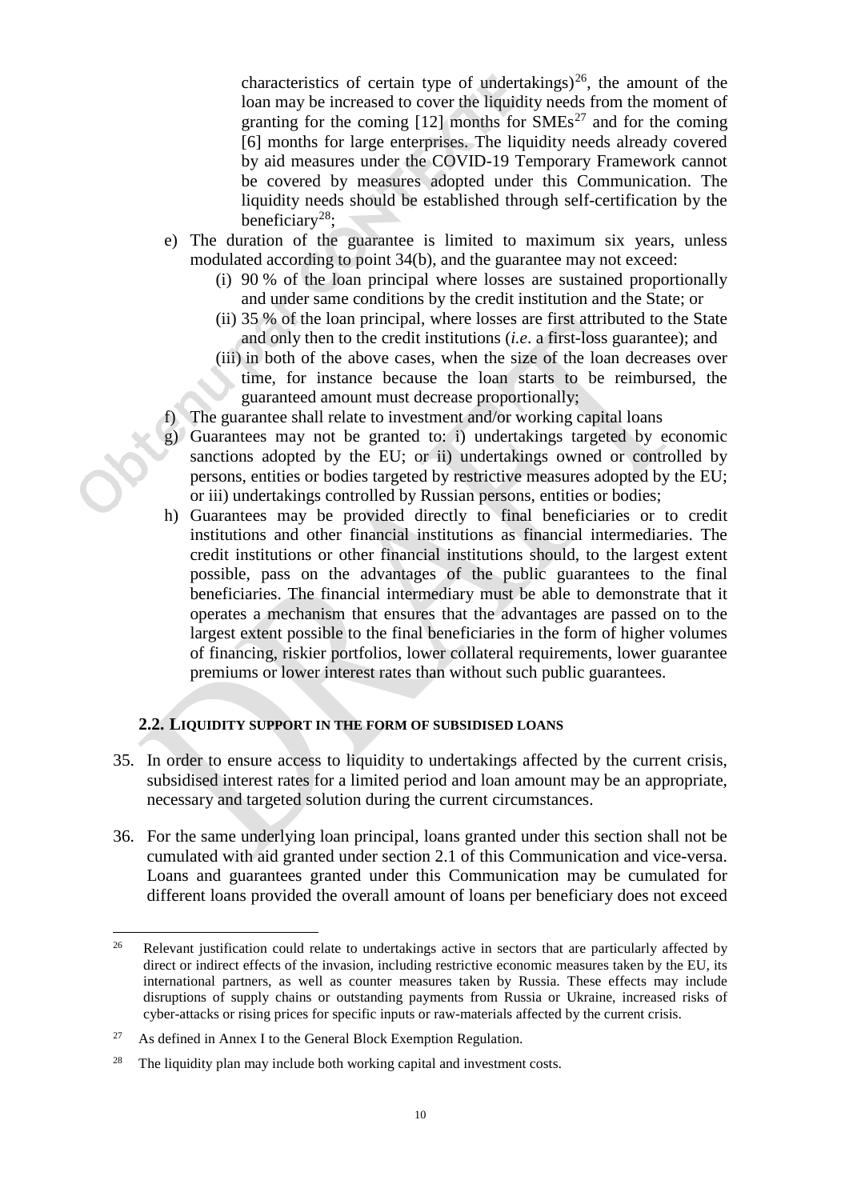characteristics of certain type of undertakings)[26], the amount of the loan may be increased to cover the liquidity needs from the moment of granting for the coming [12] months for SMEs[27] and for the coming [6] months for large enterprises. The liquidity needs already covered by aid measures under the COVID-19 Temporary Framework cannot be covered by measures adopted under this Communication. The liquidity needs should be established through self-certification by the beneficiary[28];

e) The duration of the guarantee is limited to maximum six years, unless modulated according to point 34(b), and the guarantee may not exceed:
   (i) 90 % of the loan principal where losses are sustained proportionally and under same conditions by the credit institution and the State; or
   (ii) 35 % of the loan principal, where losses are first attributed to the State and only then to the credit institutions (*i.e*. a first-loss guarantee); and
   (iii) in both of the above cases, when the size of the loan decreases over time, for instance because the loan starts to be reimbursed, the guaranteed amount must decrease proportionally;

f) The guarantee shall relate to investment and/or working capital loans

g) Guarantees may not be granted to: i) undertakings targeted by economic sanctions adopted by the EU; or ii) undertakings owned or controlled by persons, entities or bodies targeted by restrictive measures adopted by the EU; or iii) undertakings controlled by Russian persons, entities or bodies;

h) Guarantees may be provided directly to final beneficiaries or to credit institutions and other financial institutions as financial intermediaries. The credit institutions or other financial institutions should, to the largest extent possible, pass on the advantages of the public guarantees to the final beneficiaries. The financial intermediary must be able to demonstrate that it operates a mechanism that ensures that the advantages are passed on to the largest extent possible to the final beneficiaries in the form of higher volumes of financing, riskier portfolios, lower collateral requirements, lower guarantee premiums or lower interest rates than without such public guarantees.

## 2.2. Liquidity support in the form of subsidised loans

35. In order to ensure access to liquidity to undertakings affected by the current crisis, subsidised interest rates for a limited period and loan amount may be an appropriate, necessary and targeted solution during the current circumstances.

36. For the same underlying loan principal, loans granted under this section shall not be cumulated with aid granted under section 2.1 of this Communication and vice-versa. Loans and guarantees granted under this Communication may be cumulated for different loans provided the overall amount of loans per beneficiary does not exceed

---

[26] Relevant justification could relate to undertakings active in sectors that are particularly affected by direct or indirect effects of the invasion, including restrictive economic measures taken by the EU, its international partners, as well as counter measures taken by Russia. These effects may include disruptions of supply chains or outstanding payments from Russia or Ukraine, increased risks of cyber-attacks or rising prices for specific inputs or raw-materials affected by the current crisis.

[27] As defined in Annex I to the General Block Exemption Regulation.

[28] The liquidity plan may include both working capital and investment costs.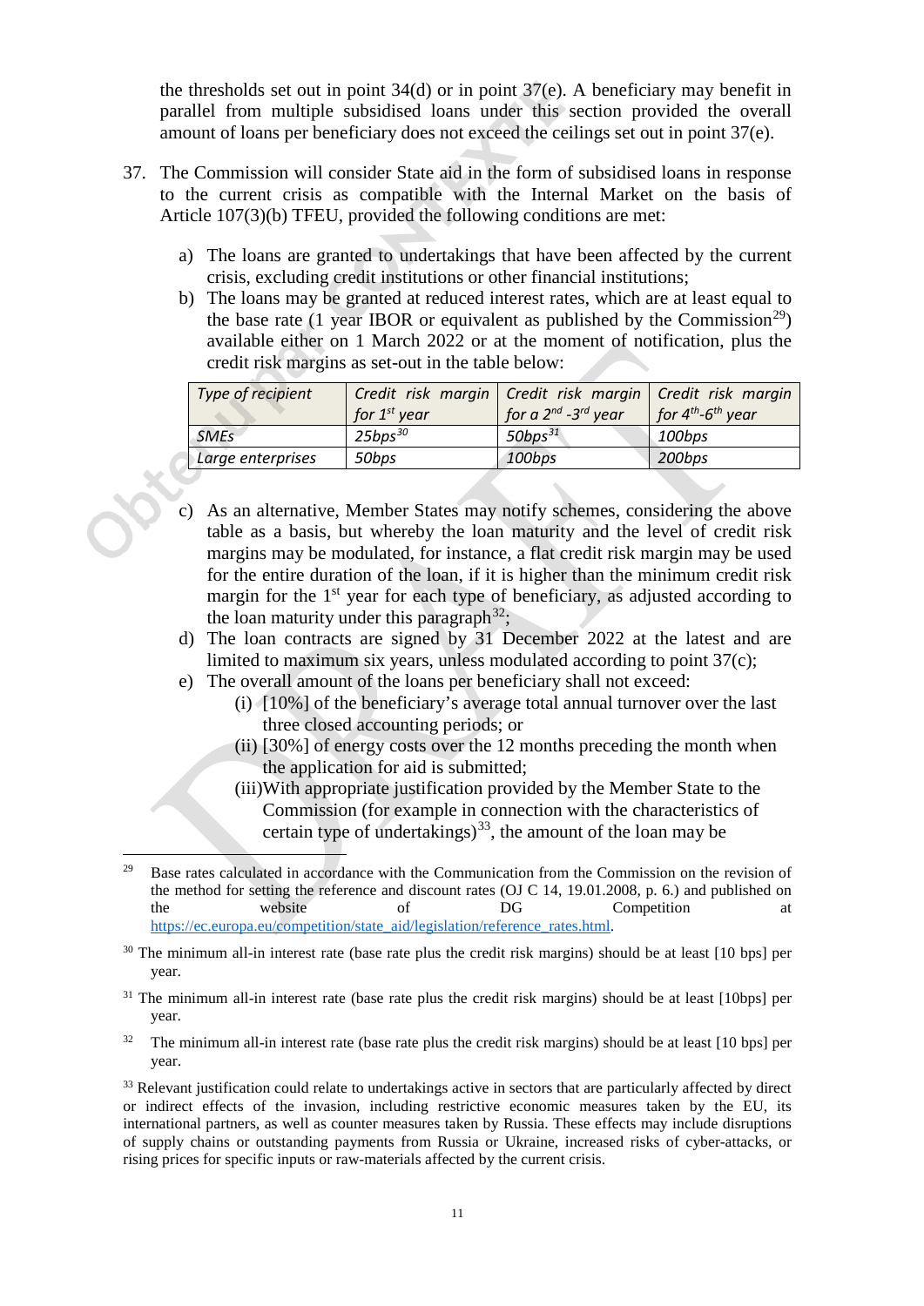the thresholds set out in point 34(d) or in point 37(e). A beneficiary may benefit in parallel from multiple subsidised loans under this section provided the overall amount of loans per beneficiary does not exceed the ceilings set out in point 37(e).

37. The Commission will consider State aid in the form of subsidised loans in response to the current crisis as compatible with the Internal Market on the basis of Article 107(3)(b) TFEU, provided the following conditions are met:

   a) The loans are granted to undertakings that have been affected by the current crisis, excluding credit institutions or other financial institutions;
   b) The loans may be granted at reduced interest rates, which are at least equal to the base rate (1 year IBOR or equivalent as published by the Commission[29]) available either on 1 March 2022 or at the moment of notification, plus the credit risk margins as set-out in the table below:

| *Type of recipient* | *Credit risk margin for 1st year* | *Credit risk margin for a 2nd -3rd year* | *Credit risk margin for 4th-6th year* |
|---|---|---|---|
| *SMEs* | *25bps*[30] | *50bps*[31] | *100bps* |
| *Large enterprises* | *50bps* | *100bps* | *200bps* |

   c) As an alternative, Member States may notify schemes, considering the above table as a basis, but whereby the loan maturity and the level of credit risk margins may be modulated, for instance, a flat credit risk margin may be used for the entire duration of the loan, if it is higher than the minimum credit risk margin for the 1st year for each type of beneficiary, as adjusted according to the loan maturity under this paragraph[32];
   d) The loan contracts are signed by 31 December 2022 at the latest and are limited to maximum six years, unless modulated according to point 37(c);
   e) The overall amount of the loans per beneficiary shall not exceed:
      (i) [10%] of the beneficiary's average total annual turnover over the last three closed accounting periods; or
      (ii) [30%] of energy costs over the 12 months preceding the month when the application for aid is submitted;
      (iii) With appropriate justification provided by the Member State to the Commission (for example in connection with the characteristics of certain type of undertakings)[33], the amount of the loan may be

---

[29] Base rates calculated in accordance with the Communication from the Commission on the revision of the method for setting the reference and discount rates (OJ C 14, 19.01.2008, p. 6.) and published on the website of DG Competition at https://ec.europa.eu/competition/state_aid/legislation/reference_rates.html.

[30] The minimum all-in interest rate (base rate plus the credit risk margins) should be at least [10 bps] per year.

[31] The minimum all-in interest rate (base rate plus the credit risk margins) should be at least [10bps] per year.

[32] The minimum all-in interest rate (base rate plus the credit risk margins) should be at least [10 bps] per year.

[33] Relevant justification could relate to undertakings active in sectors that are particularly affected by direct or indirect effects of the invasion, including restrictive economic measures taken by the EU, its international partners, as well as counter measures taken by Russia. These effects may include disruptions of supply chains or outstanding payments from Russia or Ukraine, increased risks of cyber-attacks, or rising prices for specific inputs or raw-materials affected by the current crisis.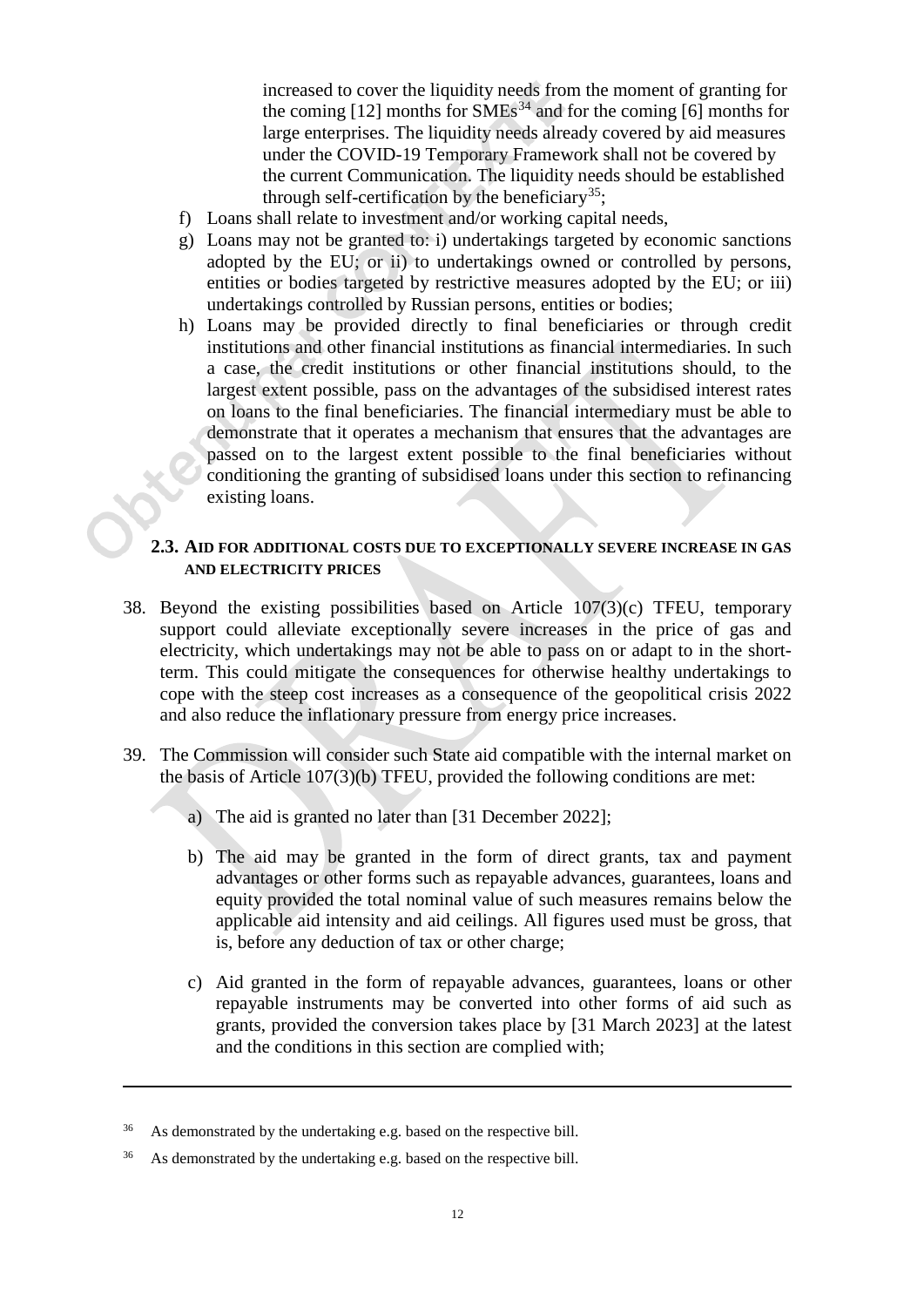increased to cover the liquidity needs from the moment of granting for the coming [12] months for SMEs[34] and for the coming [6] months for large enterprises. The liquidity needs already covered by aid measures under the COVID-19 Temporary Framework shall not be covered by the current Communication. The liquidity needs should be established through self-certification by the beneficiary[35];

f) Loans shall relate to investment and/or working capital needs,

g) Loans may not be granted to: i) undertakings targeted by economic sanctions adopted by the EU; or ii) to undertakings owned or controlled by persons, entities or bodies targeted by restrictive measures adopted by the EU; or iii) undertakings controlled by Russian persons, entities or bodies;

h) Loans may be provided directly to final beneficiaries or through credit institutions and other financial institutions as financial intermediaries. In such a case, the credit institutions or other financial institutions should, to the largest extent possible, pass on the advantages of the subsidised interest rates on loans to the final beneficiaries. The financial intermediary must be able to demonstrate that it operates a mechanism that ensures that the advantages are passed on to the largest extent possible to the final beneficiaries without conditioning the granting of subsidised loans under this section to refinancing existing loans.

### 2.3. AID FOR ADDITIONAL COSTS DUE TO EXCEPTIONALLY SEVERE INCREASE IN GAS AND ELECTRICITY PRICES

38. Beyond the existing possibilities based on Article 107(3)(c) TFEU, temporary support could alleviate exceptionally severe increases in the price of gas and electricity, which undertakings may not be able to pass on or adapt to in the short-term. This could mitigate the consequences for otherwise healthy undertakings to cope with the steep cost increases as a consequence of the geopolitical crisis 2022 and also reduce the inflationary pressure from energy price increases.

39. The Commission will consider such State aid compatible with the internal market on the basis of Article 107(3)(b) TFEU, provided the following conditions are met:

    a) The aid is granted no later than [31 December 2022];

    b) The aid may be granted in the form of direct grants, tax and payment advantages or other forms such as repayable advances, guarantees, loans and equity provided the total nominal value of such measures remains below the applicable aid intensity and aid ceilings. All figures used must be gross, that is, before any deduction of tax or other charge;

    c) Aid granted in the form of repayable advances, guarantees, loans or other repayable instruments may be converted into other forms of aid such as grants, provided the conversion takes place by [31 March 2023] at the latest and the conditions in this section are complied with;

---

[36] As demonstrated by the undertaking e.g. based on the respective bill.

[36] As demonstrated by the undertaking e.g. based on the respective bill.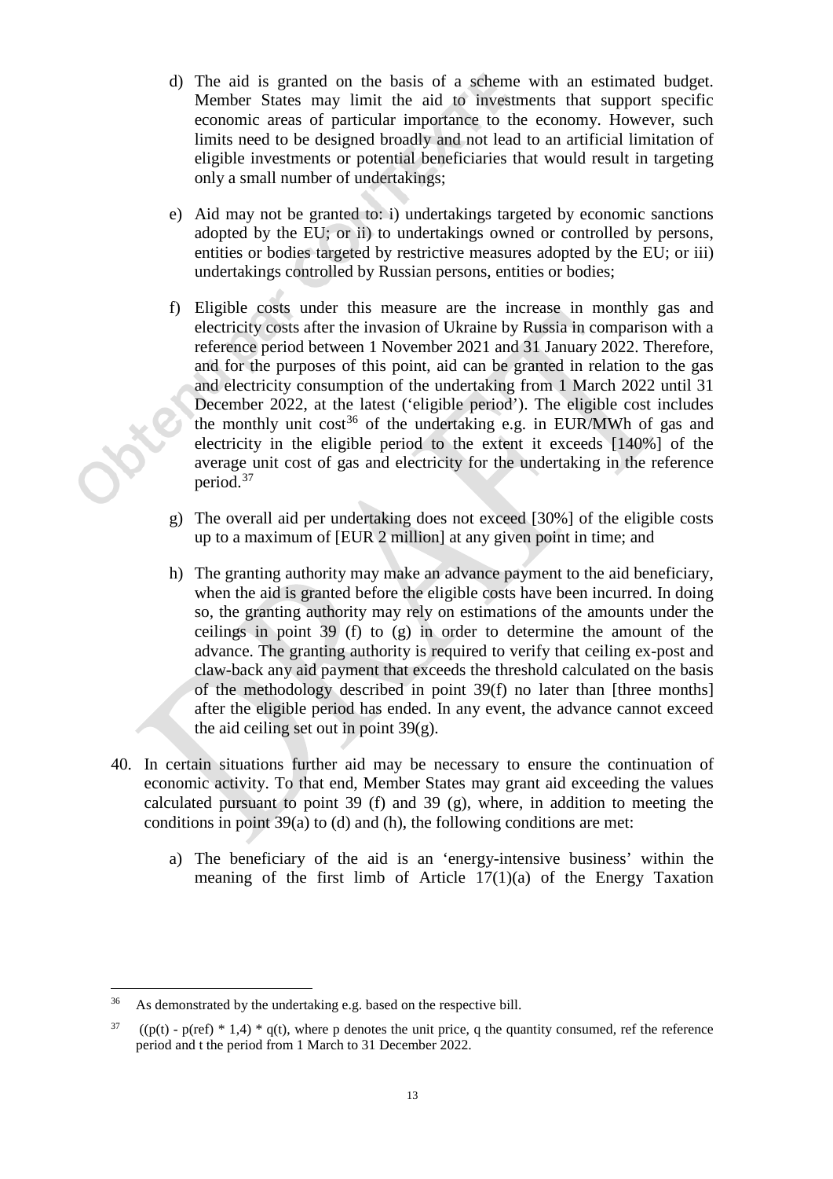d) The aid is granted on the basis of a scheme with an estimated budget. Member States may limit the aid to investments that support specific economic areas of particular importance to the economy. However, such limits need to be designed broadly and not lead to an artificial limitation of eligible investments or potential beneficiaries that would result in targeting only a small number of undertakings;

e) Aid may not be granted to: i) undertakings targeted by economic sanctions adopted by the EU; or ii) to undertakings owned or controlled by persons, entities or bodies targeted by restrictive measures adopted by the EU; or iii) undertakings controlled by Russian persons, entities or bodies;

f) Eligible costs under this measure are the increase in monthly gas and electricity costs after the invasion of Ukraine by Russia in comparison with a reference period between 1 November 2021 and 31 January 2022. Therefore, and for the purposes of this point, aid can be granted in relation to the gas and electricity consumption of the undertaking from 1 March 2022 until 31 December 2022, at the latest ('eligible period'). The eligible cost includes the monthly unit cost[36] of the undertaking e.g. in EUR/MWh of gas and electricity in the eligible period to the extent it exceeds [140%] of the average unit cost of gas and electricity for the undertaking in the reference period.[37]

g) The overall aid per undertaking does not exceed [30%] of the eligible costs up to a maximum of [EUR 2 million] at any given point in time; and

h) The granting authority may make an advance payment to the aid beneficiary, when the aid is granted before the eligible costs have been incurred. In doing so, the granting authority may rely on estimations of the amounts under the ceilings in point 39 (f) to (g) in order to determine the amount of the advance. The granting authority is required to verify that ceiling ex-post and claw-back any aid payment that exceeds the threshold calculated on the basis of the methodology described in point 39(f) no later than [three months] after the eligible period has ended. In any event, the advance cannot exceed the aid ceiling set out in point 39(g).

40. In certain situations further aid may be necessary to ensure the continuation of economic activity. To that end, Member States may grant aid exceeding the values calculated pursuant to point 39 (f) and 39 (g), where, in addition to meeting the conditions in point 39(a) to (d) and (h), the following conditions are met:

    a) The beneficiary of the aid is an 'energy-intensive business' within the meaning of the first limb of Article 17(1)(a) of the Energy Taxation

---

[36] As demonstrated by the undertaking e.g. based on the respective bill.

[37] $((p(t) - p(ref) * 1{,}4) * q(t)$, where p denotes the unit price, q the quantity consumed, ref the reference period and t the period from 1 March to 31 December 2022.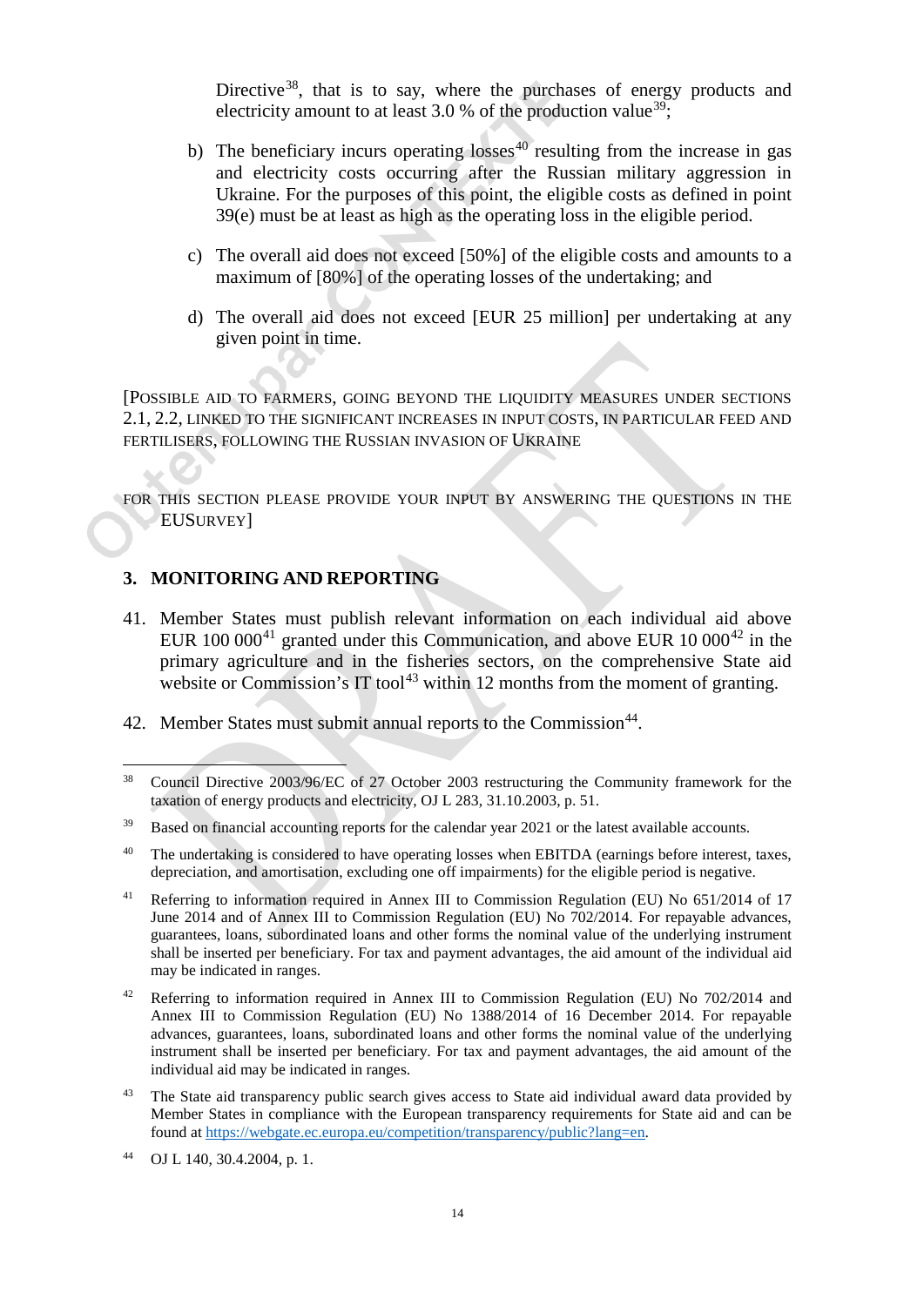Directive[38], that is to say, where the purchases of energy products and electricity amount to at least 3.0 % of the production value[39];

b) The beneficiary incurs operating losses[40] resulting from the increase in gas and electricity costs occurring after the Russian military aggression in Ukraine. For the purposes of this point, the eligible costs as defined in point 39(e) must be at least as high as the operating loss in the eligible period.

c) The overall aid does not exceed [50%] of the eligible costs and amounts to a maximum of [80%] of the operating losses of the undertaking; and

d) The overall aid does not exceed [EUR 25 million] per undertaking at any given point in time.

[POSSIBLE AID TO FARMERS, GOING BEYOND THE LIQUIDITY MEASURES UNDER SECTIONS 2.1, 2.2, LINKED TO THE SIGNIFICANT INCREASES IN INPUT COSTS, IN PARTICULAR FEED AND FERTILISERS, FOLLOWING THE RUSSIAN INVASION OF UKRAINE

FOR THIS SECTION PLEASE PROVIDE YOUR INPUT BY ANSWERING THE QUESTIONS IN THE EUSURVEY]

## 3. MONITORING AND REPORTING

41. Member States must publish relevant information on each individual aid above EUR 100 000[41] granted under this Communication, and above EUR 10 000[42] in the primary agriculture and in the fisheries sectors, on the comprehensive State aid website or Commission's IT tool[43] within 12 months from the moment of granting.

42. Member States must submit annual reports to the Commission[44].

---

[38] Council Directive 2003/96/EC of 27 October 2003 restructuring the Community framework for the taxation of energy products and electricity, OJ L 283, 31.10.2003, p. 51.

[39] Based on financial accounting reports for the calendar year 2021 or the latest available accounts.

[40] The undertaking is considered to have operating losses when EBITDA (earnings before interest, taxes, depreciation, and amortisation, excluding one off impairments) for the eligible period is negative.

[41] Referring to information required in Annex III to Commission Regulation (EU) No 651/2014 of 17 June 2014 and of Annex III to Commission Regulation (EU) No 702/2014. For repayable advances, guarantees, loans, subordinated loans and other forms the nominal value of the underlying instrument shall be inserted per beneficiary. For tax and payment advantages, the aid amount of the individual aid may be indicated in ranges.

[42] Referring to information required in Annex III to Commission Regulation (EU) No 702/2014 and Annex III to Commission Regulation (EU) No 1388/2014 of 16 December 2014. For repayable advances, guarantees, loans, subordinated loans and other forms the nominal value of the underlying instrument shall be inserted per beneficiary. For tax and payment advantages, the aid amount of the individual aid may be indicated in ranges.

[43] The State aid transparency public search gives access to State aid individual award data provided by Member States in compliance with the European transparency requirements for State aid and can be found at https://webgate.ec.europa.eu/competition/transparency/public?lang=en.

[44] OJ L 140, 30.4.2004, p. 1.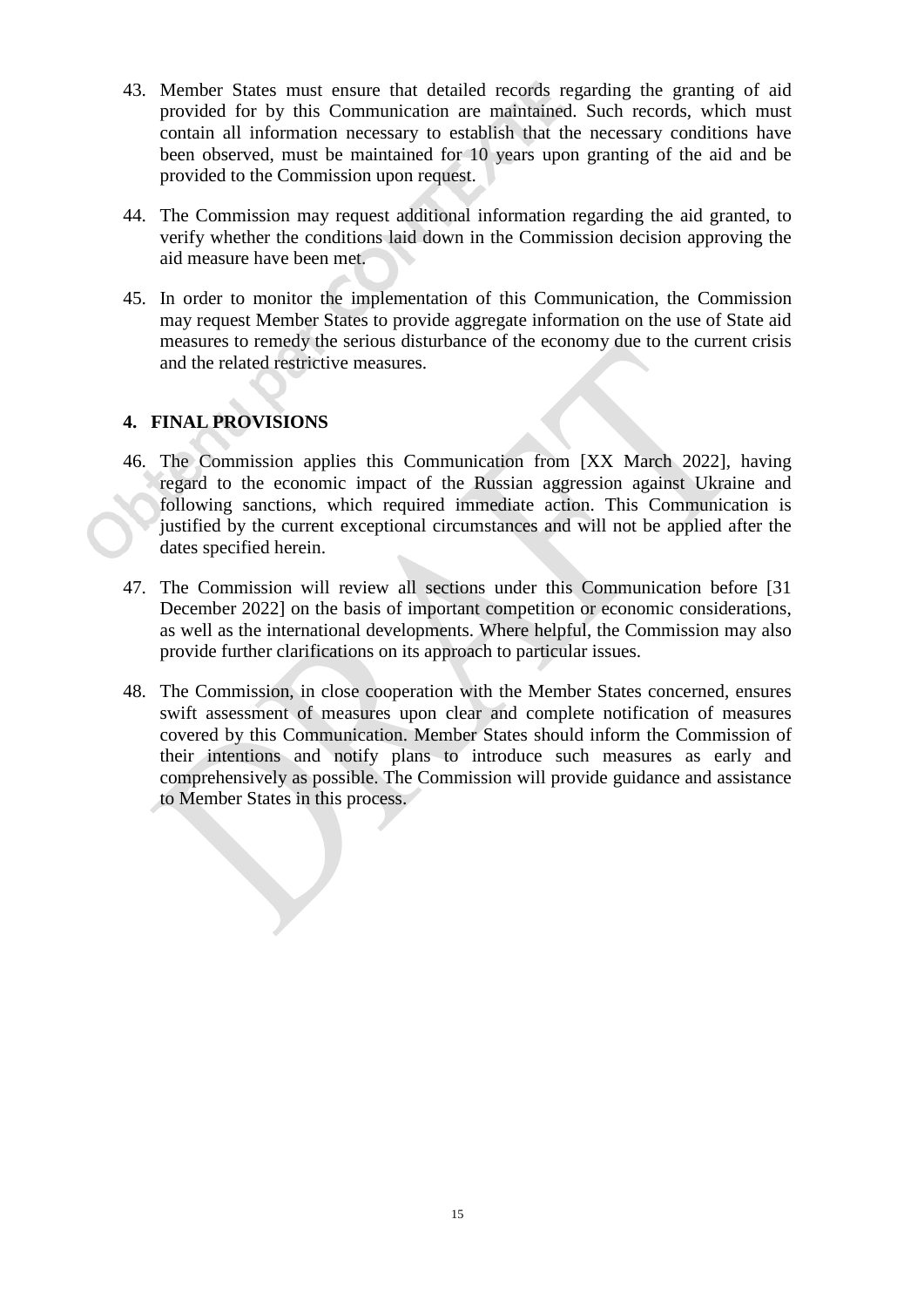43. Member States must ensure that detailed records regarding the granting of aid provided for by this Communication are maintained. Such records, which must contain all information necessary to establish that the necessary conditions have been observed, must be maintained for 10 years upon granting of the aid and be provided to the Commission upon request.

44. The Commission may request additional information regarding the aid granted, to verify whether the conditions laid down in the Commission decision approving the aid measure have been met.

45. In order to monitor the implementation of this Communication, the Commission may request Member States to provide aggregate information on the use of State aid measures to remedy the serious disturbance of the economy due to the current crisis and the related restrictive measures.

## 4. FINAL PROVISIONS

46. The Commission applies this Communication from [XX March 2022], having regard to the economic impact of the Russian aggression against Ukraine and following sanctions, which required immediate action. This Communication is justified by the current exceptional circumstances and will not be applied after the dates specified herein.

47. The Commission will review all sections under this Communication before [31 December 2022] on the basis of important competition or economic considerations, as well as the international developments. Where helpful, the Commission may also provide further clarifications on its approach to particular issues.

48. The Commission, in close cooperation with the Member States concerned, ensures swift assessment of measures upon clear and complete notification of measures covered by this Communication. Member States should inform the Commission of their intentions and notify plans to introduce such measures as early and comprehensively as possible. The Commission will provide guidance and assistance to Member States in this process.